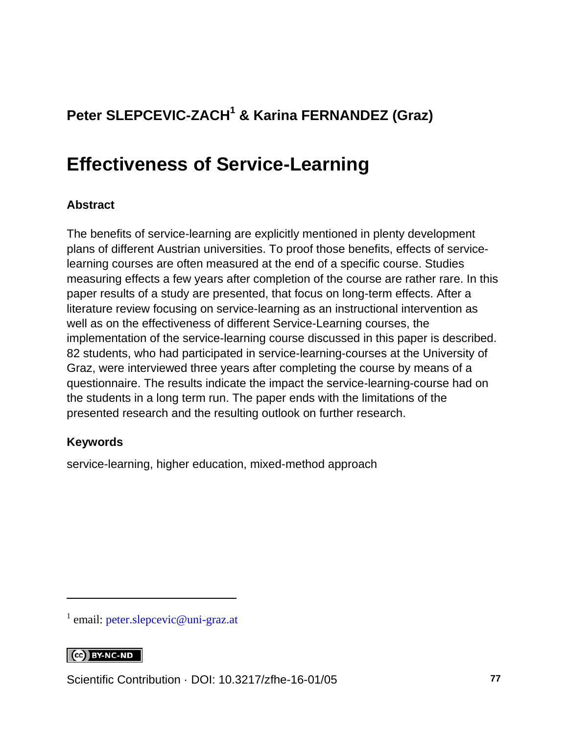**Peter SLEPCEVIC-ZACH[1] & Karina FERNANDEZ (Graz)**

# Effectiveness of Service-Learning

### Abstract

The benefits of service-learning are explicitly mentioned in plenty development plans of different Austrian universities. To proof those benefits, effects of service-learning courses are often measured at the end of a specific course. Studies measuring effects a few years after completion of the course are rather rare. In this paper results of a study are presented, that focus on long-term effects. After a literature review focusing on service-learning as an instructional intervention as well as on the effectiveness of different Service-Learning courses, the implementation of the service-learning course discussed in this paper is described. 82 students, who had participated in service-learning-courses at the University of Graz, were interviewed three years after completing the course by means of a questionnaire. The results indicate the impact the service-learning-course had on the students in a long term run. The paper ends with the limitations of the presented research and the resulting outlook on further research.

### Keywords

service-learning, higher education, mixed-method approach

[1] email: peter.slepcevic@uni-graz.at

BY-NC-ND

Scientific Contribution · DOI: 10.3217/zfhe-16-01/05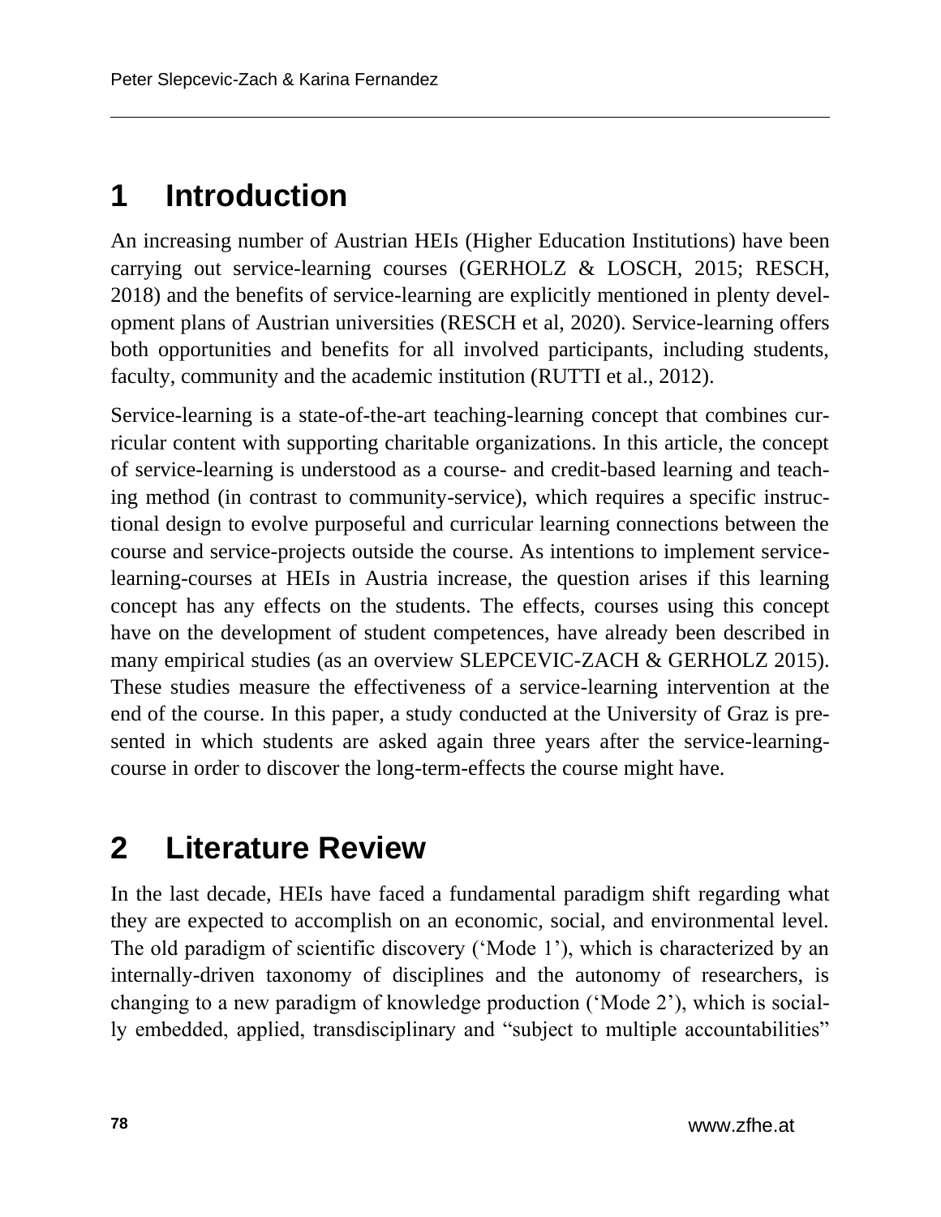## 1 Introduction

An increasing number of Austrian HEIs (Higher Education Institutions) have been carrying out service-learning courses (GERHOLZ & LOSCH, 2015; RESCH, 2018) and the benefits of service-learning are explicitly mentioned in plenty development plans of Austrian universities (RESCH et al, 2020). Service-learning offers both opportunities and benefits for all involved participants, including students, faculty, community and the academic institution (RUTTI et al., 2012).

Service-learning is a state-of-the-art teaching-learning concept that combines curricular content with supporting charitable organizations. In this article, the concept of service-learning is understood as a course- and credit-based learning and teaching method (in contrast to community-service), which requires a specific instructional design to evolve purposeful and curricular learning connections between the course and service-projects outside the course. As intentions to implement service-learning-courses at HEIs in Austria increase, the question arises if this learning concept has any effects on the students. The effects, courses using this concept have on the development of student competences, have already been described in many empirical studies (as an overview SLEPCEVIC-ZACH & GERHOLZ 2015). These studies measure the effectiveness of a service-learning intervention at the end of the course. In this paper, a study conducted at the University of Graz is presented in which students are asked again three years after the service-learning-course in order to discover the long-term-effects the course might have.

## 2 Literature Review

In the last decade, HEIs have faced a fundamental paradigm shift regarding what they are expected to accomplish on an economic, social, and environmental level. The old paradigm of scientific discovery ('Mode 1'), which is characterized by an internally-driven taxonomy of disciplines and the autonomy of researchers, is changing to a new paradigm of knowledge production ('Mode 2'), which is socially embedded, applied, transdisciplinary and "subject to multiple accountabilities"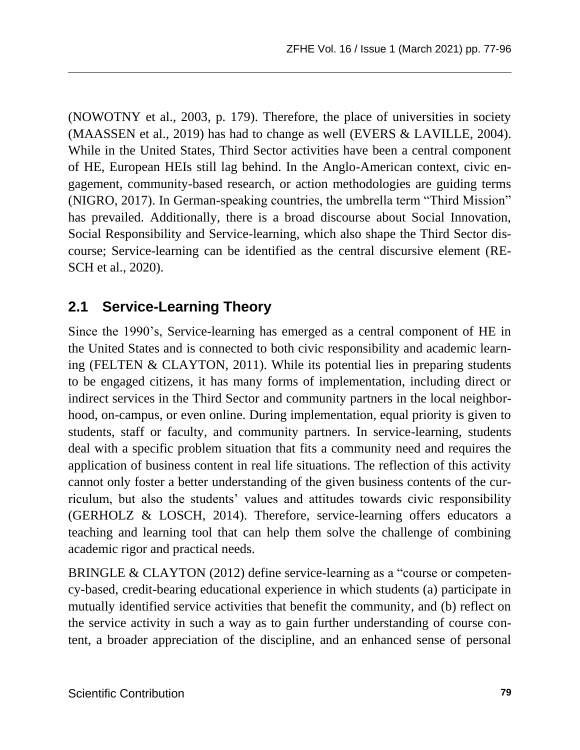(NOWOTNY et al., 2003, p. 179). Therefore, the place of universities in society (MAASSEN et al., 2019) has had to change as well (EVERS & LAVILLE, 2004). While in the United States, Third Sector activities have been a central component of HE, European HEIs still lag behind. In the Anglo-American context, civic engagement, community-based research, or action methodologies are guiding terms (NIGRO, 2017). In German-speaking countries, the umbrella term "Third Mission" has prevailed. Additionally, there is a broad discourse about Social Innovation, Social Responsibility and Service-learning, which also shape the Third Sector discourse; Service-learning can be identified as the central discursive element (RESCH et al., 2020).

## 2.1 Service-Learning Theory

Since the 1990's, Service-learning has emerged as a central component of HE in the United States and is connected to both civic responsibility and academic learning (FELTEN & CLAYTON, 2011). While its potential lies in preparing students to be engaged citizens, it has many forms of implementation, including direct or indirect services in the Third Sector and community partners in the local neighborhood, on-campus, or even online. During implementation, equal priority is given to students, staff or faculty, and community partners. In service-learning, students deal with a specific problem situation that fits a community need and requires the application of business content in real life situations. The reflection of this activity cannot only foster a better understanding of the given business contents of the curriculum, but also the students' values and attitudes towards civic responsibility (GERHOLZ & LOSCH, 2014). Therefore, service-learning offers educators a teaching and learning tool that can help them solve the challenge of combining academic rigor and practical needs.

BRINGLE & CLAYTON (2012) define service-learning as a "course or competency-based, credit-bearing educational experience in which students (a) participate in mutually identified service activities that benefit the community, and (b) reflect on the service activity in such a way as to gain further understanding of course content, a broader appreciation of the discipline, and an enhanced sense of personal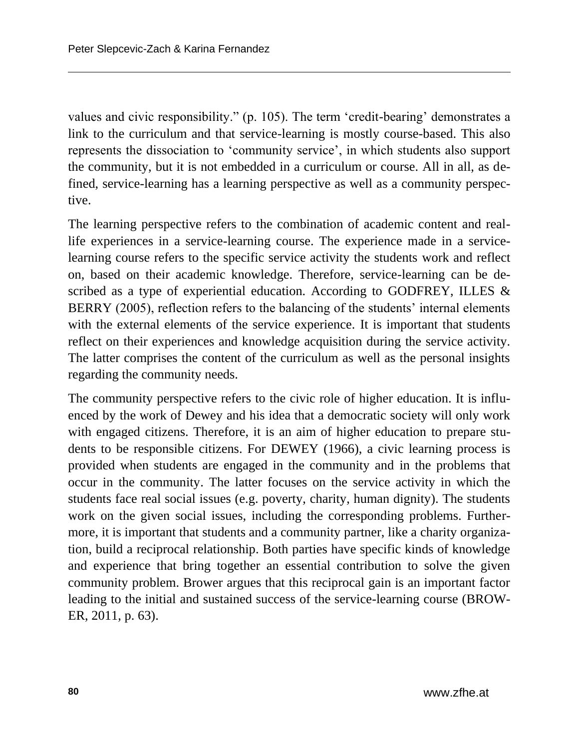values and civic responsibility." (p. 105). The term 'credit-bearing' demonstrates a link to the curriculum and that service-learning is mostly course-based. This also represents the dissociation to 'community service', in which students also support the community, but it is not embedded in a curriculum or course. All in all, as defined, service-learning has a learning perspective as well as a community perspective.

The learning perspective refers to the combination of academic content and real-life experiences in a service-learning course. The experience made in a service-learning course refers to the specific service activity the students work and reflect on, based on their academic knowledge. Therefore, service-learning can be described as a type of experiential education. According to GODFREY, ILLES & BERRY (2005), reflection refers to the balancing of the students' internal elements with the external elements of the service experience. It is important that students reflect on their experiences and knowledge acquisition during the service activity. The latter comprises the content of the curriculum as well as the personal insights regarding the community needs.

The community perspective refers to the civic role of higher education. It is influenced by the work of Dewey and his idea that a democratic society will only work with engaged citizens. Therefore, it is an aim of higher education to prepare students to be responsible citizens. For DEWEY (1966), a civic learning process is provided when students are engaged in the community and in the problems that occur in the community. The latter focuses on the service activity in which the students face real social issues (e.g. poverty, charity, human dignity). The students work on the given social issues, including the corresponding problems. Furthermore, it is important that students and a community partner, like a charity organization, build a reciprocal relationship. Both parties have specific kinds of knowledge and experience that bring together an essential contribution to solve the given community problem. Brower argues that this reciprocal gain is an important factor leading to the initial and sustained success of the service-learning course (BROWER, 2011, p. 63).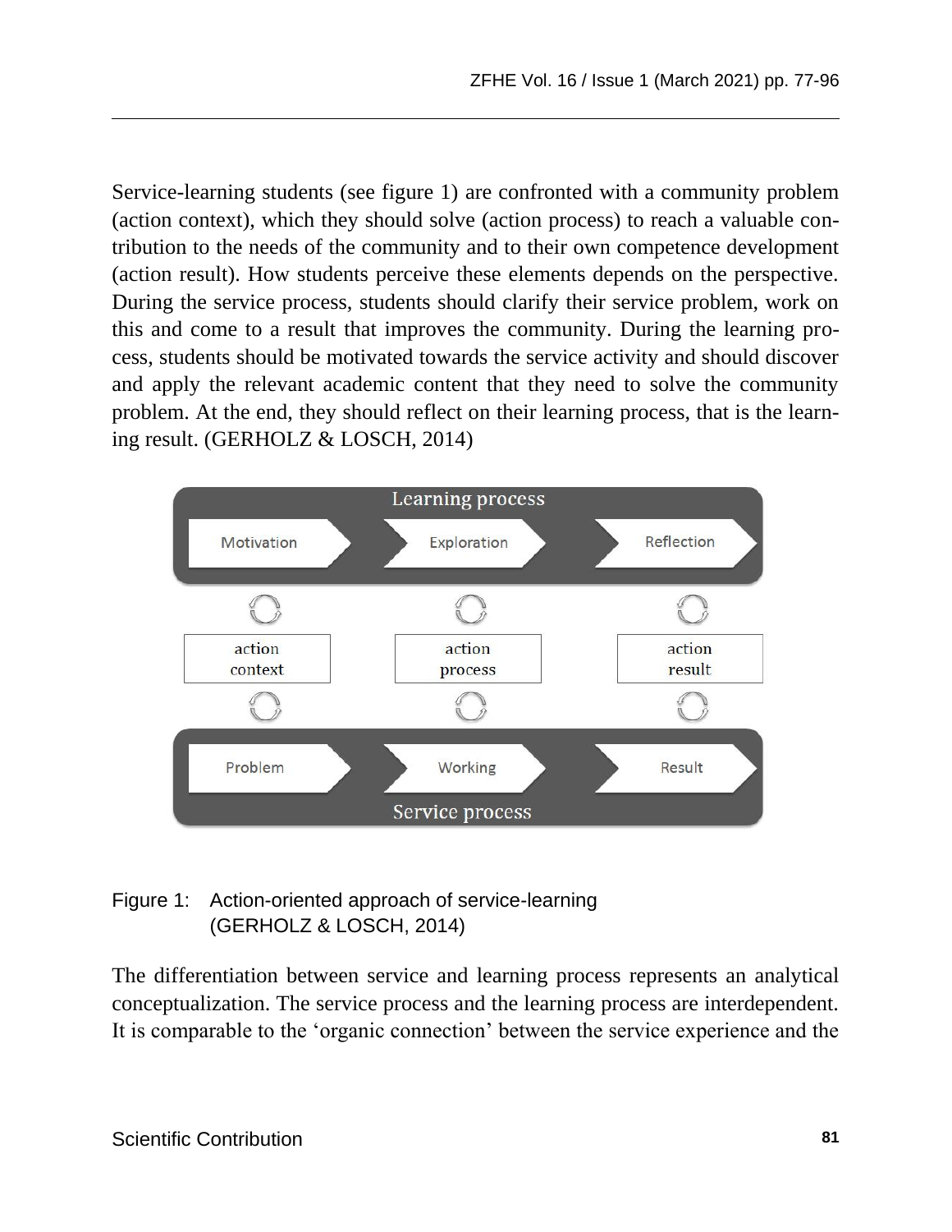Service-learning students (see figure 1) are confronted with a community problem (action context), which they should solve (action process) to reach a valuable contribution to the needs of the community and to their own competence development (action result). How students perceive these elements depends on the perspective. During the service process, students should clarify their service problem, work on this and come to a result that improves the community. During the learning process, students should be motivated towards the service activity and should discover and apply the relevant academic content that they need to solve the community problem. At the end, they should reflect on their learning process, that is the learning result. (GERHOLZ & LOSCH, 2014)

Figure 1: Action-oriented approach of service-learning (GERHOLZ & LOSCH, 2014)

The differentiation between service and learning process represents an analytical conceptualization. The service process and the learning process are interdependent. It is comparable to the 'organic connection' between the service experience and the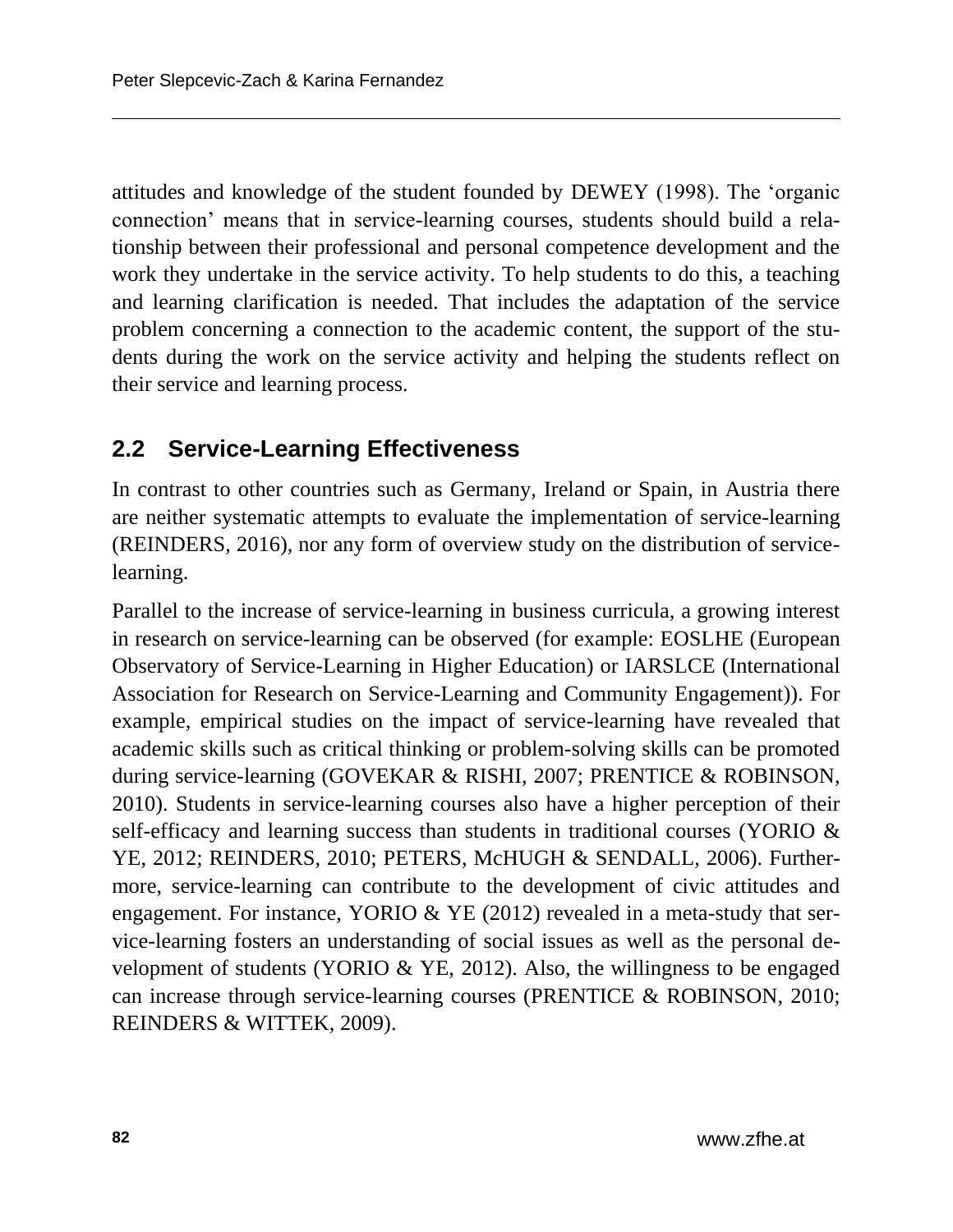attitudes and knowledge of the student founded by DEWEY (1998). The 'organic connection' means that in service-learning courses, students should build a relationship between their professional and personal competence development and the work they undertake in the service activity. To help students to do this, a teaching and learning clarification is needed. That includes the adaptation of the service problem concerning a connection to the academic content, the support of the students during the work on the service activity and helping the students reflect on their service and learning process.

## 2.2 Service-Learning Effectiveness

In contrast to other countries such as Germany, Ireland or Spain, in Austria there are neither systematic attempts to evaluate the implementation of service-learning (REINDERS, 2016), nor any form of overview study on the distribution of service-learning.

Parallel to the increase of service-learning in business curricula, a growing interest in research on service-learning can be observed (for example: EOSLHE (European Observatory of Service-Learning in Higher Education) or IARSLCE (International Association for Research on Service-Learning and Community Engagement)). For example, empirical studies on the impact of service-learning have revealed that academic skills such as critical thinking or problem-solving skills can be promoted during service-learning (GOVEKAR & RISHI, 2007; PRENTICE & ROBINSON, 2010). Students in service-learning courses also have a higher perception of their self-efficacy and learning success than students in traditional courses (YORIO & YE, 2012; REINDERS, 2010; PETERS, McHUGH & SENDALL, 2006). Furthermore, service-learning can contribute to the development of civic attitudes and engagement. For instance, YORIO & YE (2012) revealed in a meta-study that service-learning fosters an understanding of social issues as well as the personal development of students (YORIO & YE, 2012). Also, the willingness to be engaged can increase through service-learning courses (PRENTICE & ROBINSON, 2010; REINDERS & WITTEK, 2009).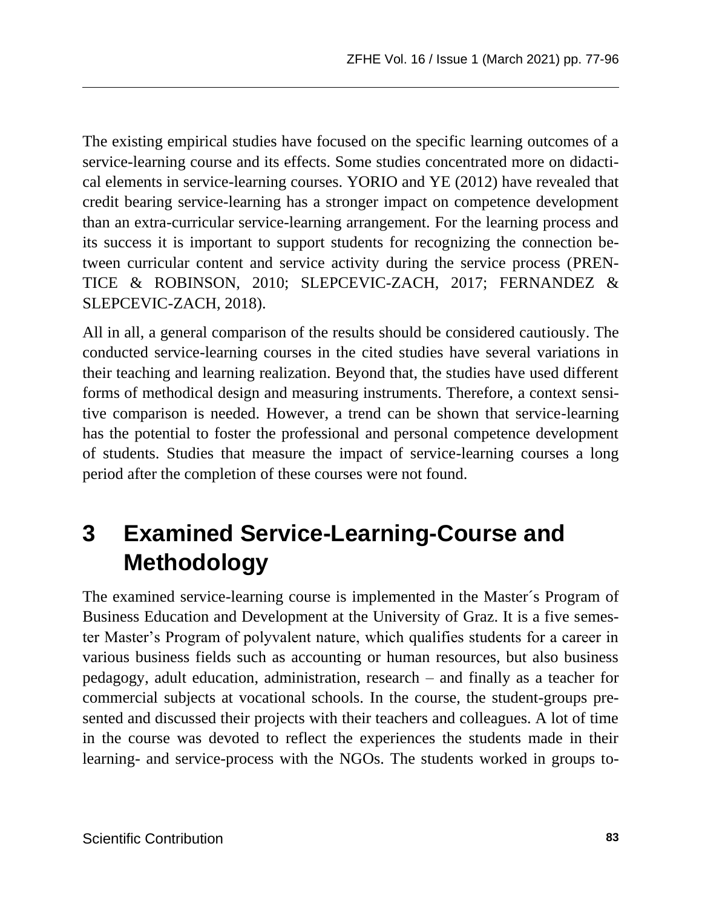The existing empirical studies have focused on the specific learning outcomes of a service-learning course and its effects. Some studies concentrated more on didactical elements in service-learning courses. YORIO and YE (2012) have revealed that credit bearing service-learning has a stronger impact on competence development than an extra-curricular service-learning arrangement. For the learning process and its success it is important to support students for recognizing the connection between curricular content and service activity during the service process (PRENTICE & ROBINSON, 2010; SLEPCEVIC-ZACH, 2017; FERNANDEZ & SLEPCEVIC-ZACH, 2018).

All in all, a general comparison of the results should be considered cautiously. The conducted service-learning courses in the cited studies have several variations in their teaching and learning realization. Beyond that, the studies have used different forms of methodical design and measuring instruments. Therefore, a context sensitive comparison is needed. However, a trend can be shown that service-learning has the potential to foster the professional and personal competence development of students. Studies that measure the impact of service-learning courses a long period after the completion of these courses were not found.

# 3 Examined Service-Learning-Course and Methodology

The examined service-learning course is implemented in the Master´s Program of Business Education and Development at the University of Graz. It is a five semester Master's Program of polyvalent nature, which qualifies students for a career in various business fields such as accounting or human resources, but also business pedagogy, adult education, administration, research – and finally as a teacher for commercial subjects at vocational schools. In the course, the student-groups presented and discussed their projects with their teachers and colleagues. A lot of time in the course was devoted to reflect the experiences the students made in their learning- and service-process with the NGOs. The students worked in groups to-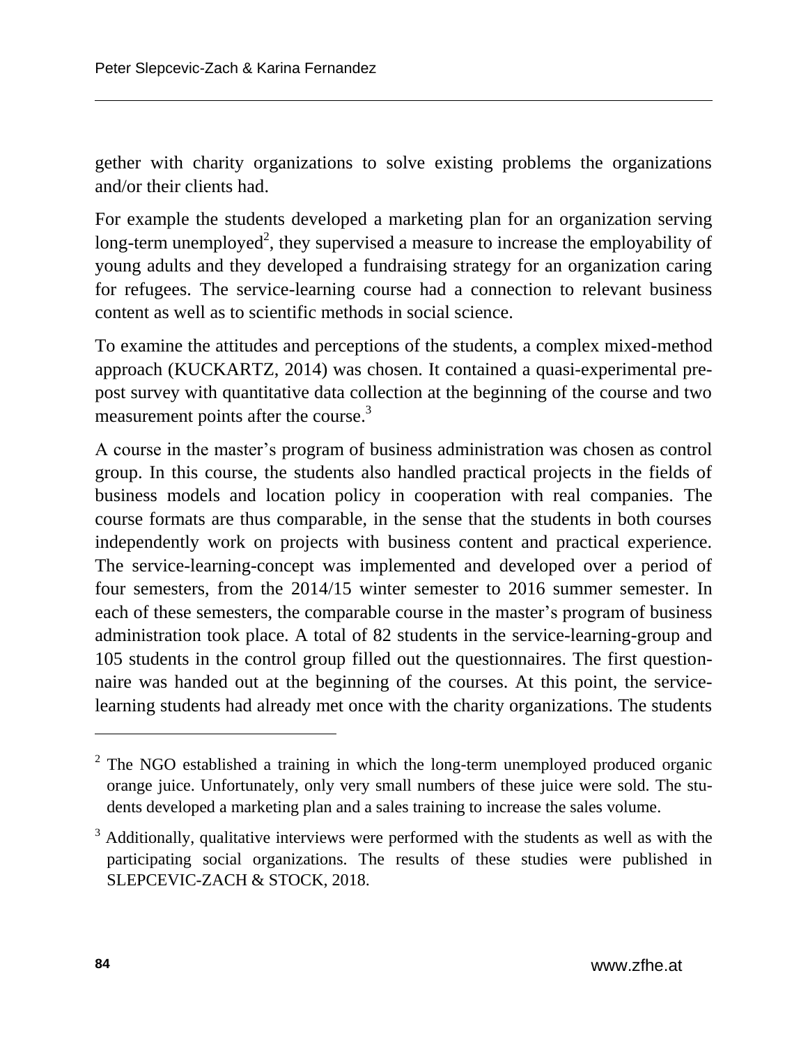gether with charity organizations to solve existing problems the organizations and/or their clients had.

For example the students developed a marketing plan for an organization serving long-term unemployed[2], they supervised a measure to increase the employability of young adults and they developed a fundraising strategy for an organization caring for refugees. The service-learning course had a connection to relevant business content as well as to scientific methods in social science.

To examine the attitudes and perceptions of the students, a complex mixed-method approach (KUCKARTZ, 2014) was chosen. It contained a quasi-experimental pre-post survey with quantitative data collection at the beginning of the course and two measurement points after the course.[3]

A course in the master's program of business administration was chosen as control group. In this course, the students also handled practical projects in the fields of business models and location policy in cooperation with real companies. The course formats are thus comparable, in the sense that the students in both courses independently work on projects with business content and practical experience. The service-learning-concept was implemented and developed over a period of four semesters, from the 2014/15 winter semester to 2016 summer semester. In each of these semesters, the comparable course in the master's program of business administration took place. A total of 82 students in the service-learning-group and 105 students in the control group filled out the questionnaires. The first questionnaire was handed out at the beginning of the courses. At this point, the service-learning students had already met once with the charity organizations. The students

---

[2] The NGO established a training in which the long-term unemployed produced organic orange juice. Unfortunately, only very small numbers of these juice were sold. The students developed a marketing plan and a sales training to increase the sales volume.

[3] Additionally, qualitative interviews were performed with the students as well as with the participating social organizations. The results of these studies were published in SLEPCEVIC-ZACH & STOCK, 2018.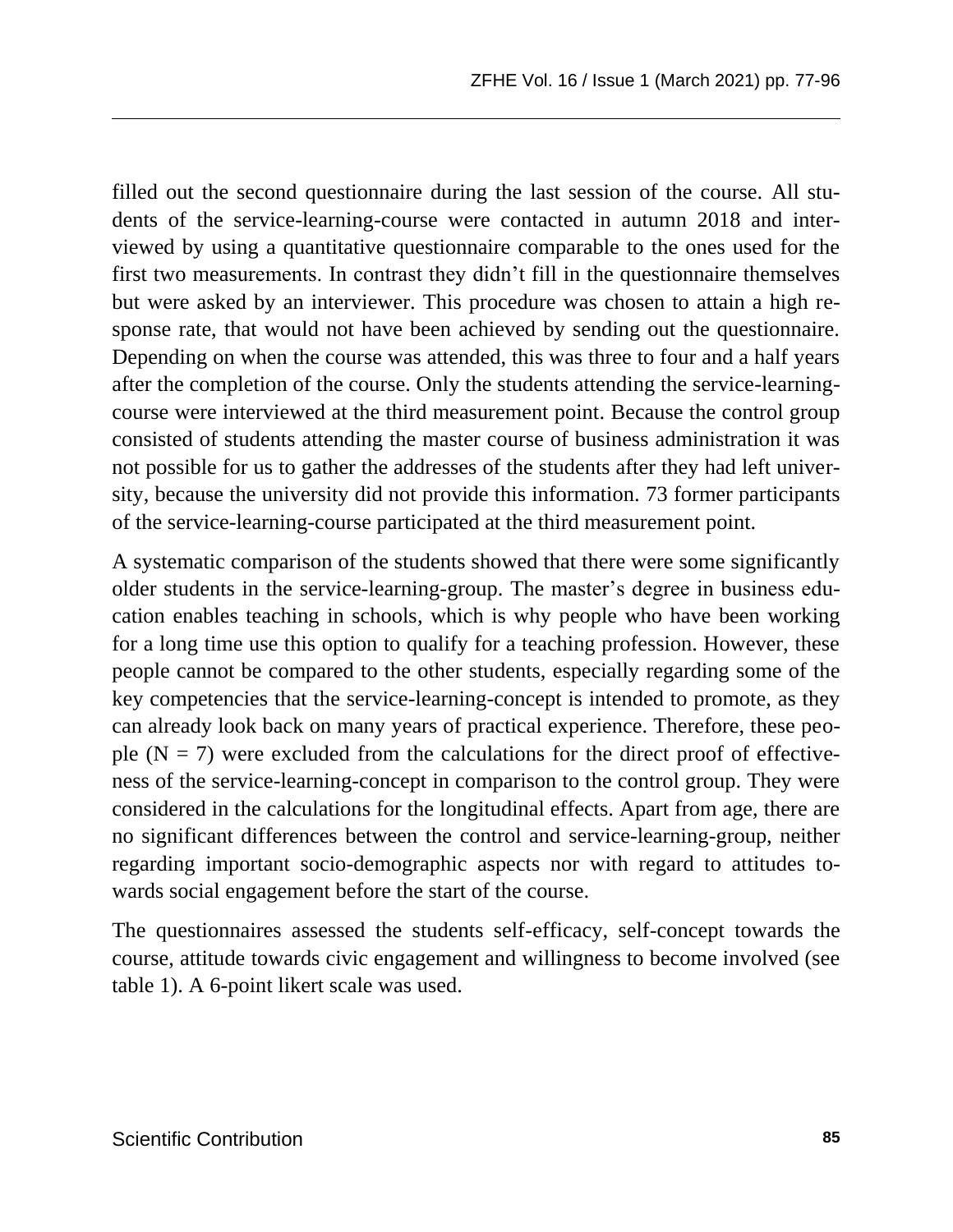filled out the second questionnaire during the last session of the course. All students of the service-learning-course were contacted in autumn 2018 and interviewed by using a quantitative questionnaire comparable to the ones used for the first two measurements. In contrast they didn't fill in the questionnaire themselves but were asked by an interviewer. This procedure was chosen to attain a high response rate, that would not have been achieved by sending out the questionnaire. Depending on when the course was attended, this was three to four and a half years after the completion of the course. Only the students attending the service-learning-course were interviewed at the third measurement point. Because the control group consisted of students attending the master course of business administration it was not possible for us to gather the addresses of the students after they had left university, because the university did not provide this information. 73 former participants of the service-learning-course participated at the third measurement point.

A systematic comparison of the students showed that there were some significantly older students in the service-learning-group. The master's degree in business education enables teaching in schools, which is why people who have been working for a long time use this option to qualify for a teaching profession. However, these people cannot be compared to the other students, especially regarding some of the key competencies that the service-learning-concept is intended to promote, as they can already look back on many years of practical experience. Therefore, these people ($N = 7$) were excluded from the calculations for the direct proof of effectiveness of the service-learning-concept in comparison to the control group. They were considered in the calculations for the longitudinal effects. Apart from age, there are no significant differences between the control and service-learning-group, neither regarding important socio-demographic aspects nor with regard to attitudes towards social engagement before the start of the course.

The questionnaires assessed the students self-efficacy, self-concept towards the course, attitude towards civic engagement and willingness to become involved (see table 1). A 6-point likert scale was used.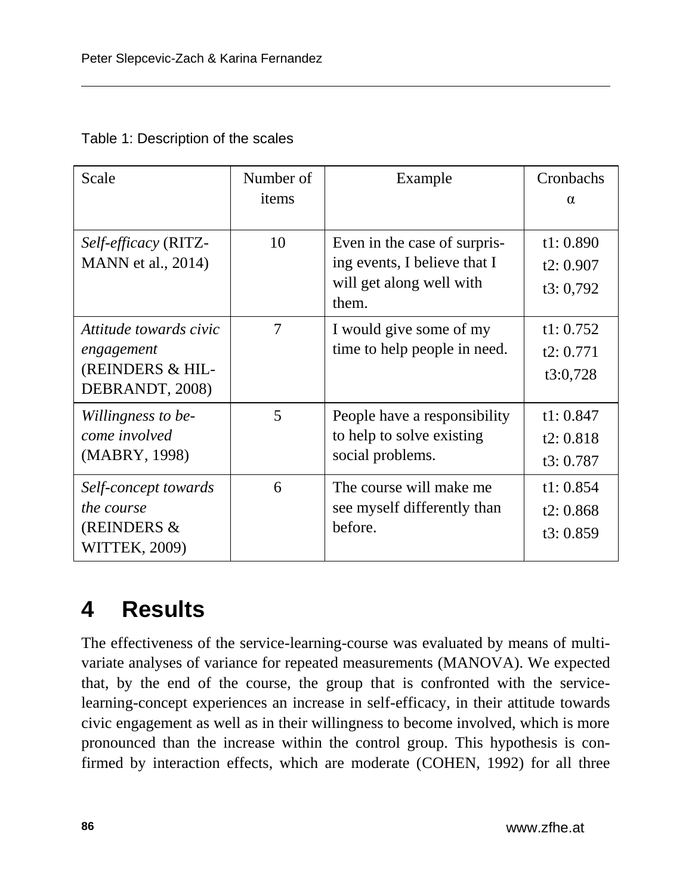Table 1: Description of the scales

| Scale | Number of items | Example | Cronbachs α |
|---|---|---|---|
| *Self-efficacy* (RITZMANN et al., 2014) | 10 | Even in the case of surprising events, I believe that I will get along well with them. | t1: 0.890<br>t2: 0.907<br>t3: 0,792 |
| *Attitude towards civic engagement* (REINDERS & HILDEBRANDT, 2008) | 7 | I would give some of my time to help people in need. | t1: 0.752<br>t2: 0.771<br>t3:0,728 |
| *Willingness to become involved* (MABRY, 1998) | 5 | People have a responsibility to help to solve existing social problems. | t1: 0.847<br>t2: 0.818<br>t3: 0.787 |
| *Self-concept towards the course* (REINDERS & WITTEK, 2009) | 6 | The course will make me see myself differently than before. | t1: 0.854<br>t2: 0.868<br>t3: 0.859 |

# 4 Results

The effectiveness of the service-learning-course was evaluated by means of multivariate analyses of variance for repeated measurements (MANOVA). We expected that, by the end of the course, the group that is confronted with the service-learning-concept experiences an increase in self-efficacy, in their attitude towards civic engagement as well as in their willingness to become involved, which is more pronounced than the increase within the control group. This hypothesis is confirmed by interaction effects, which are moderate (COHEN, 1992) for all three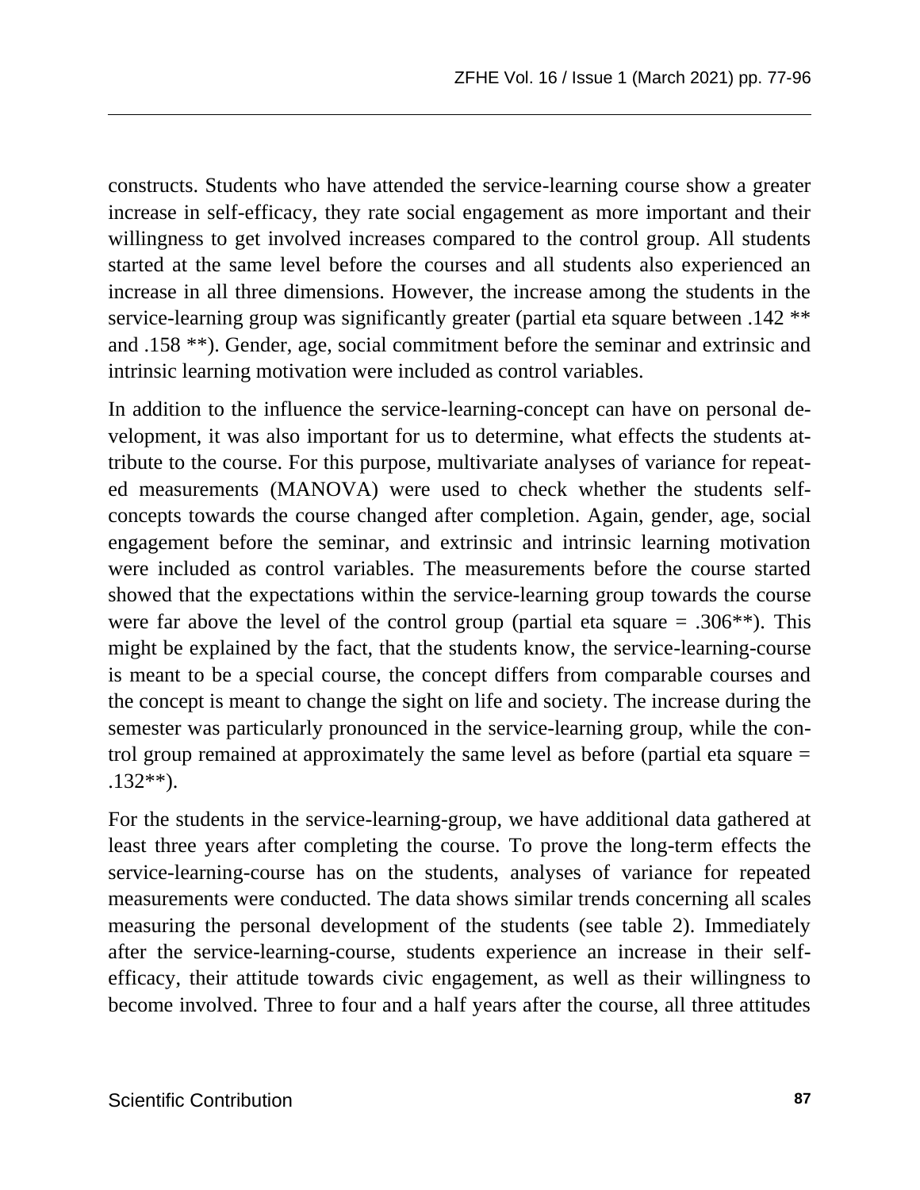constructs. Students who have attended the service-learning course show a greater increase in self-efficacy, they rate social engagement as more important and their willingness to get involved increases compared to the control group. All students started at the same level before the courses and all students also experienced an increase in all three dimensions. However, the increase among the students in the service-learning group was significantly greater (partial eta square between .142 ** and .158 **). Gender, age, social commitment before the seminar and extrinsic and intrinsic learning motivation were included as control variables.

In addition to the influence the service-learning-concept can have on personal development, it was also important for us to determine, what effects the students attribute to the course. For this purpose, multivariate analyses of variance for repeated measurements (MANOVA) were used to check whether the students self-concepts towards the course changed after completion. Again, gender, age, social engagement before the seminar, and extrinsic and intrinsic learning motivation were included as control variables. The measurements before the course started showed that the expectations within the service-learning group towards the course were far above the level of the control group (partial eta square = .306**). This might be explained by the fact, that the students know, the service-learning-course is meant to be a special course, the concept differs from comparable courses and the concept is meant to change the sight on life and society. The increase during the semester was particularly pronounced in the service-learning group, while the control group remained at approximately the same level as before (partial eta square = .132**).

For the students in the service-learning-group, we have additional data gathered at least three years after completing the course. To prove the long-term effects the service-learning-course has on the students, analyses of variance for repeated measurements were conducted. The data shows similar trends concerning all scales measuring the personal development of the students (see table 2). Immediately after the service-learning-course, students experience an increase in their self-efficacy, their attitude towards civic engagement, as well as their willingness to become involved. Three to four and a half years after the course, all three attitudes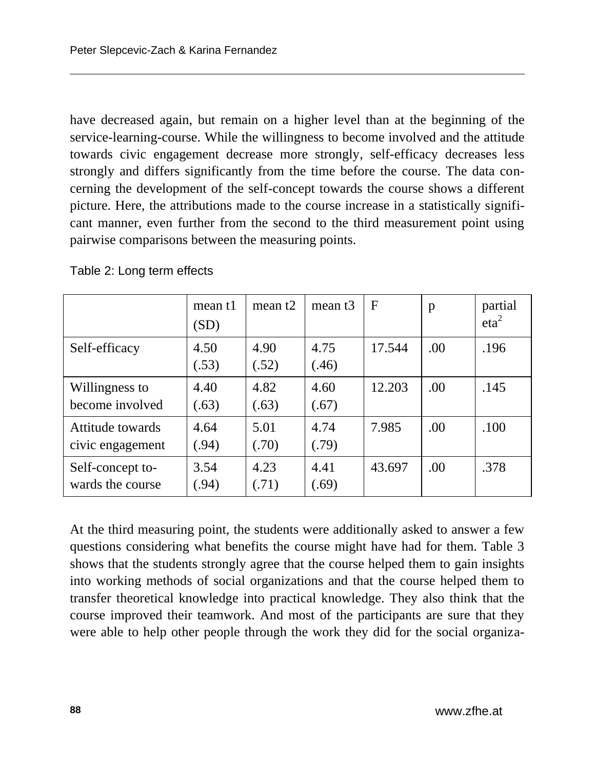have decreased again, but remain on a higher level than at the beginning of the service-learning-course. While the willingness to become involved and the attitude towards civic engagement decrease more strongly, self-efficacy decreases less strongly and differs significantly from the time before the course. The data concerning the development of the self-concept towards the course shows a different picture. Here, the attributions made to the course increase in a statistically significant manner, even further from the second to the third measurement point using pairwise comparisons between the measuring points.

Table 2: Long term effects

| | mean t1 (SD) | mean t2 | mean t3 | F | p | partial $eta^2$ |
|---|---|---|---|---|---|---|
| Self-efficacy | 4.50 (.53) | 4.90 (.52) | 4.75 (.46) | 17.544 | .00 | .196 |
| Willingness to become involved | 4.40 (.63) | 4.82 (.63) | 4.60 (.67) | 12.203 | .00 | .145 |
| Attitude towards civic engagement | 4.64 (.94) | 5.01 (.70) | 4.74 (.79) | 7.985 | .00 | .100 |
| Self-concept towards the course | 3.54 (.94) | 4.23 (.71) | 4.41 (.69) | 43.697 | .00 | .378 |

At the third measuring point, the students were additionally asked to answer a few questions considering what benefits the course might have had for them. Table 3 shows that the students strongly agree that the course helped them to gain insights into working methods of social organizations and that the course helped them to transfer theoretical knowledge into practical knowledge. They also think that the course improved their teamwork. And most of the participants are sure that they were able to help other people through the work they did for the social organiza-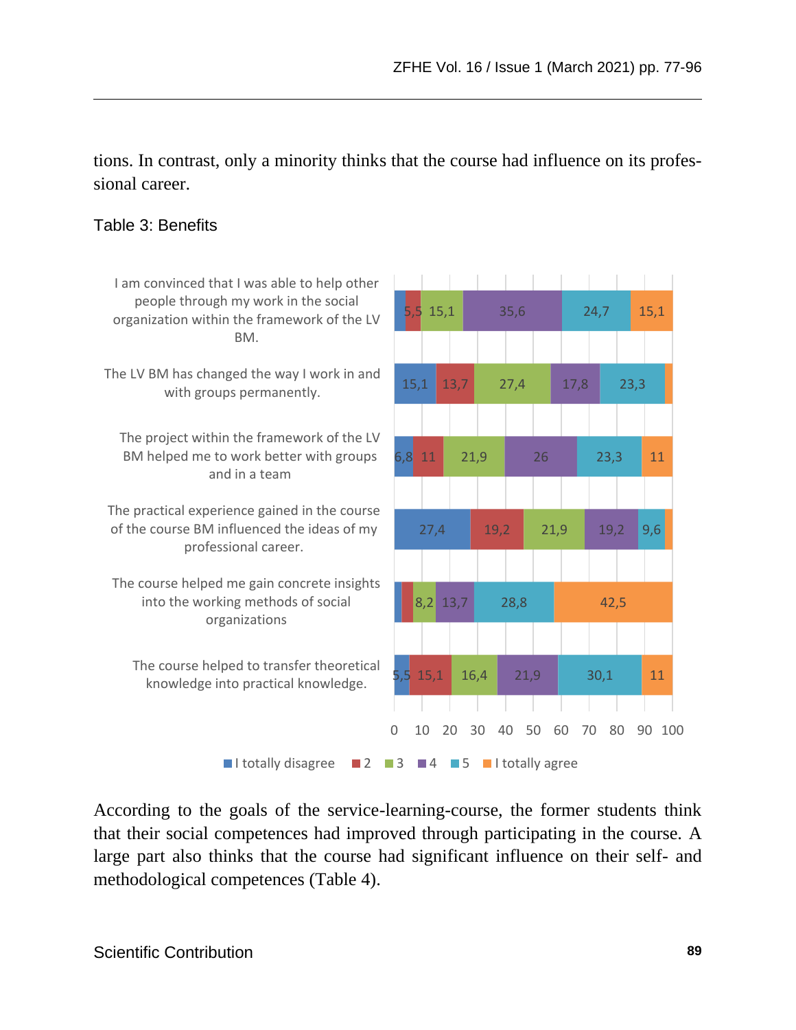tions. In contrast, only a minority thinks that the course had influence on its professional career.

Table 3: Benefits

| | I totally disagree | 2 | 3 | 4 | 5 | I totally agree |
|---|---|---|---|---|---|---|
| I am convinced that I was able to help other people through my work in the social organization within the framework of the LV BM. | | 5,5 | 15,1 | 35,6 | 24,7 | 15,1 |
| The LV BM has changed the way I work in and with groups permanently. | 15,1 | 13,7 | 27,4 | 17,8 | 23,3 | |
| The project within the framework of the LV BM helped me to work better with groups and in a team | 6,8 | 11 | 21,9 | 26 | 23,3 | 11 |
| The practical experience gained in the course of the course BM influenced the ideas of my professional career. | 27,4 | 19,2 | 21,9 | 19,2 | 9,6 | |
| The course helped me gain concrete insights into the working methods of social organizations | | | 8,2 | 13,7 | 28,8 | 42,5 |
| The course helped to transfer theoretical knowledge into practical knowledge. | 5,5 | 15,1 | 16,4 | 21,9 | 30,1 | 11 |

According to the goals of the service-learning-course, the former students think that their social competences had improved through participating in the course. A large part also thinks that the course had significant influence on their self- and methodological competences (Table 4).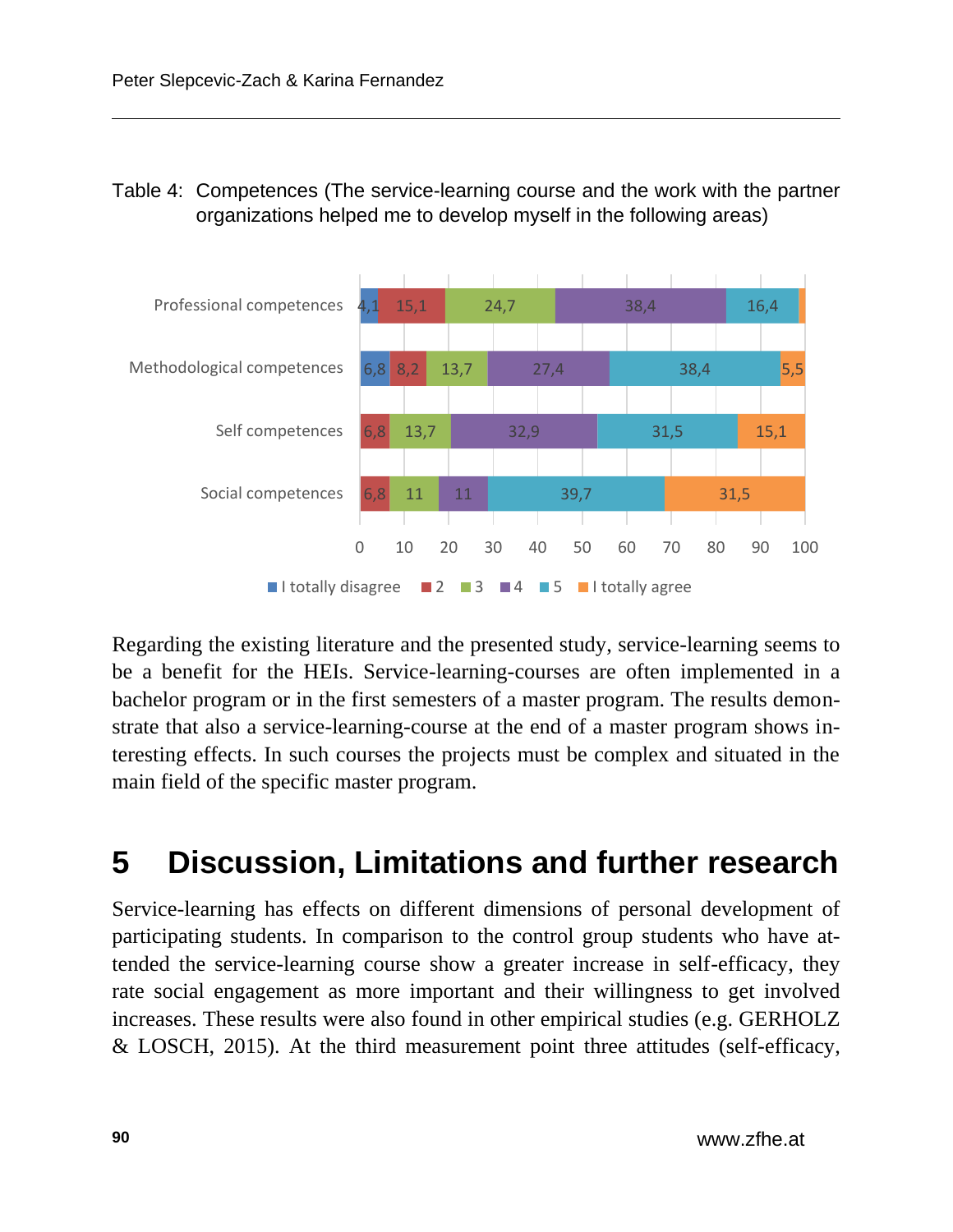Table 4: Competences (The service-learning course and the work with the partner organizations helped me to develop myself in the following areas)

| | I totally disagree | 2 | 3 | 4 | 5 | I totally agree |
|---|---|---|---|---|---|---|
| Professional competences | 4,1 | 15,1 | 24,7 | 38,4 | 16,4 | |
| Methodological competences | 6,8 | 8,2 | 13,7 | 27,4 | 38,4 | 5,5 |
| Self competences | | 6,8 | 13,7 | 32,9 | 31,5 | 15,1 |
| Social competences | | 6,8 | 11 | 11 | 39,7 | 31,5 |

Regarding the existing literature and the presented study, service-learning seems to be a benefit for the HEIs. Service-learning-courses are often implemented in a bachelor program or in the first semesters of a master program. The results demonstrate that also a service-learning-course at the end of a master program shows interesting effects. In such courses the projects must be complex and situated in the main field of the specific master program.

# 5 Discussion, Limitations and further research

Service-learning has effects on different dimensions of personal development of participating students. In comparison to the control group students who have attended the service-learning course show a greater increase in self-efficacy, they rate social engagement as more important and their willingness to get involved increases. These results were also found in other empirical studies (e.g. GERHOLZ & LOSCH, 2015). At the third measurement point three attitudes (self-efficacy,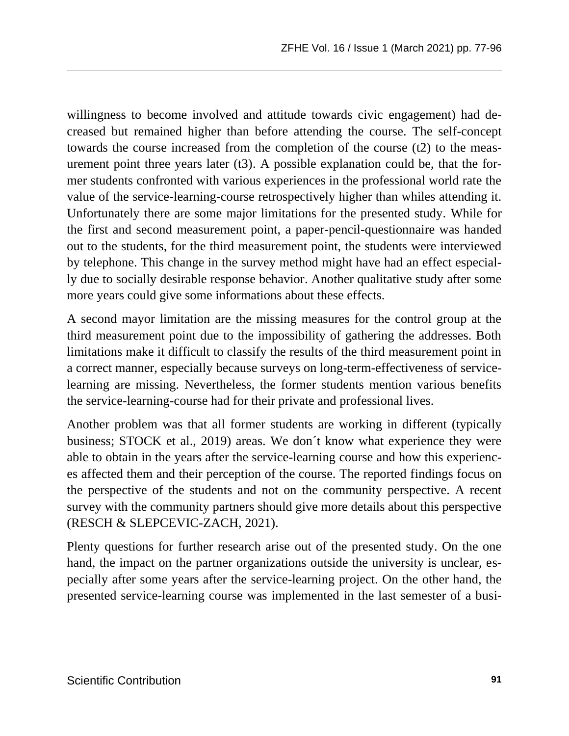willingness to become involved and attitude towards civic engagement) had decreased but remained higher than before attending the course. The self-concept towards the course increased from the completion of the course (t2) to the measurement point three years later (t3). A possible explanation could be, that the former students confronted with various experiences in the professional world rate the value of the service-learning-course retrospectively higher than whiles attending it. Unfortunately there are some major limitations for the presented study. While for the first and second measurement point, a paper-pencil-questionnaire was handed out to the students, for the third measurement point, the students were interviewed by telephone. This change in the survey method might have had an effect especially due to socially desirable response behavior. Another qualitative study after some more years could give some informations about these effects.

A second mayor limitation are the missing measures for the control group at the third measurement point due to the impossibility of gathering the addresses. Both limitations make it difficult to classify the results of the third measurement point in a correct manner, especially because surveys on long-term-effectiveness of service-learning are missing. Nevertheless, the former students mention various benefits the service-learning-course had for their private and professional lives.

Another problem was that all former students are working in different (typically business; STOCK et al., 2019) areas. We don´t know what experience they were able to obtain in the years after the service-learning course and how this experiences affected them and their perception of the course. The reported findings focus on the perspective of the students and not on the community perspective. A recent survey with the community partners should give more details about this perspective (RESCH & SLEPCEVIC-ZACH, 2021).

Plenty questions for further research arise out of the presented study. On the one hand, the impact on the partner organizations outside the university is unclear, especially after some years after the service-learning project. On the other hand, the presented service-learning course was implemented in the last semester of a busi-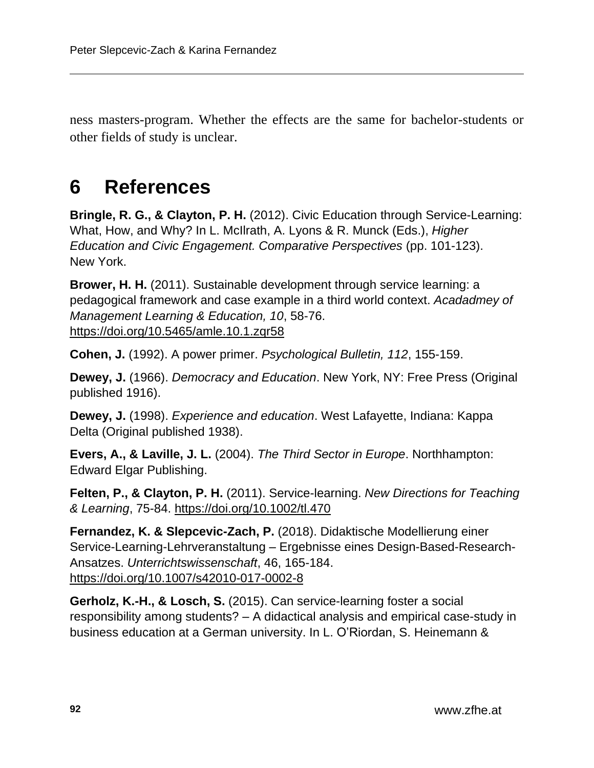ness masters-program. Whether the effects are the same for bachelor-students or other fields of study is unclear.

# 6 References

**Bringle, R. G., & Clayton, P. H.** (2012). Civic Education through Service-Learning: What, How, and Why? In L. McIlrath, A. Lyons & R. Munck (Eds.), *Higher Education and Civic Engagement. Comparative Perspectives* (pp. 101-123). New York.

**Brower, H. H.** (2011). Sustainable development through service learning: a pedagogical framework and case example in a third world context. *Acadadmey of Management Learning & Education, 10*, 58-76. https://doi.org/10.5465/amle.10.1.zqr58

**Cohen, J.** (1992). A power primer. *Psychological Bulletin, 112*, 155-159.

**Dewey, J.** (1966). *Democracy and Education*. New York, NY: Free Press (Original published 1916).

**Dewey, J.** (1998). *Experience and education*. West Lafayette, Indiana: Kappa Delta (Original published 1938).

**Evers, A., & Laville, J. L.** (2004). *The Third Sector in Europe*. Northhampton: Edward Elgar Publishing.

**Felten, P., & Clayton, P. H.** (2011). Service-learning. *New Directions for Teaching & Learning*, 75-84. https://doi.org/10.1002/tl.470

**Fernandez, K. & Slepcevic-Zach, P.** (2018). Didaktische Modellierung einer Service-Learning-Lehrveranstaltung – Ergebnisse eines Design-Based-Research-Ansatzes. *Unterrichtswissenschaft*, 46, 165-184. https://doi.org/10.1007/s42010-017-0002-8

**Gerholz, K.-H., & Losch, S.** (2015). Can service-learning foster a social responsibility among students? – A didactical analysis and empirical case-study in business education at a German university. In L. O'Riordan, S. Heinemann &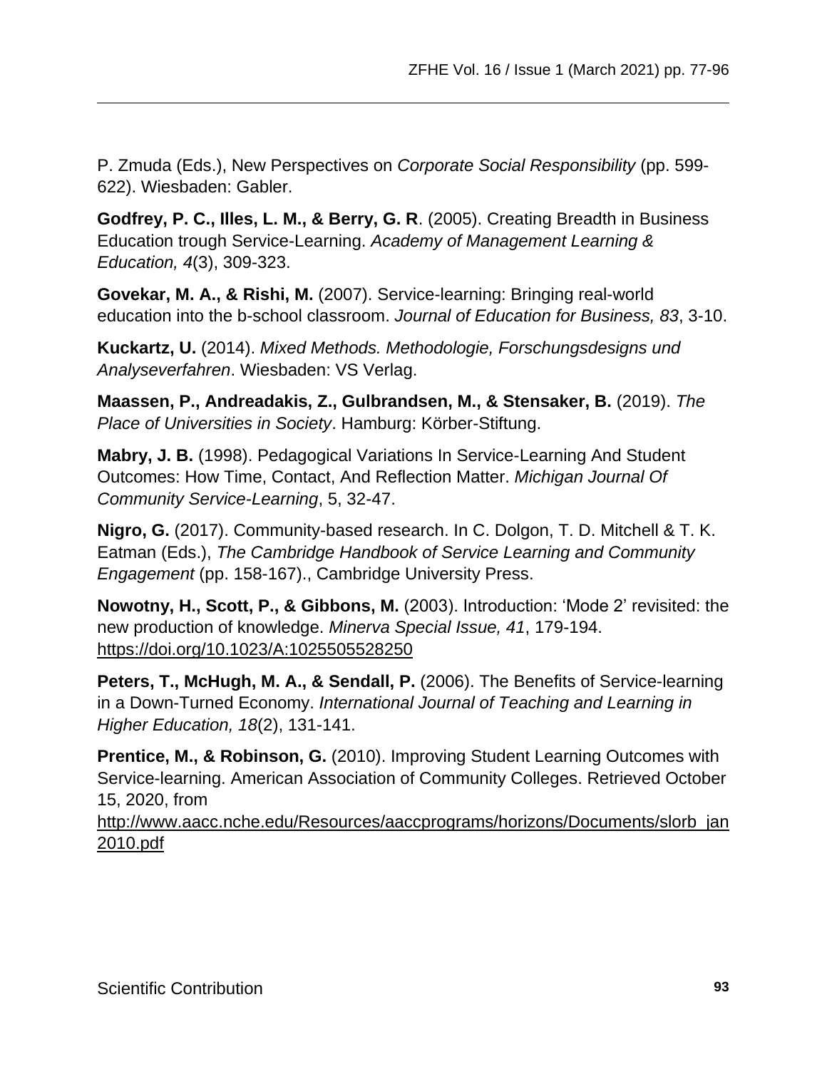P. Zmuda (Eds.), New Perspectives on *Corporate Social Responsibility* (pp. 599-622). Wiesbaden: Gabler.

**Godfrey, P. C., Illes, L. M., & Berry, G. R**. (2005). Creating Breadth in Business Education trough Service-Learning. *Academy of Management Learning & Education, 4*(3), 309-323.

**Govekar, M. A., & Rishi, M.** (2007). Service-learning: Bringing real-world education into the b-school classroom. *Journal of Education for Business, 83*, 3-10.

**Kuckartz, U.** (2014). *Mixed Methods. Methodologie, Forschungsdesigns und Analyseverfahren*. Wiesbaden: VS Verlag.

**Maassen, P., Andreadakis, Z., Gulbrandsen, M., & Stensaker, B.** (2019). *The Place of Universities in Society*. Hamburg: Körber-Stiftung.

**Mabry, J. B.** (1998). Pedagogical Variations In Service-Learning And Student Outcomes: How Time, Contact, And Reflection Matter. *Michigan Journal Of Community Service-Learning*, 5, 32-47.

**Nigro, G.** (2017). Community-based research. In C. Dolgon, T. D. Mitchell & T. K. Eatman (Eds.), *The Cambridge Handbook of Service Learning and Community Engagement* (pp. 158-167)., Cambridge University Press.

**Nowotny, H., Scott, P., & Gibbons, M.** (2003). Introduction: 'Mode 2' revisited: the new production of knowledge. *Minerva Special Issue, 41*, 179-194. https://doi.org/10.1023/A:1025505528250

**Peters, T., McHugh, M. A., & Sendall, P.** (2006). The Benefits of Service-learning in a Down-Turned Economy. *International Journal of Teaching and Learning in Higher Education, 18*(2), 131-141.

**Prentice, M., & Robinson, G.** (2010). Improving Student Learning Outcomes with Service-learning. American Association of Community Colleges. Retrieved October 15, 2020, from http://www.aacc.nche.edu/Resources/aaccprograms/horizons/Documents/slorb_jan2010.pdf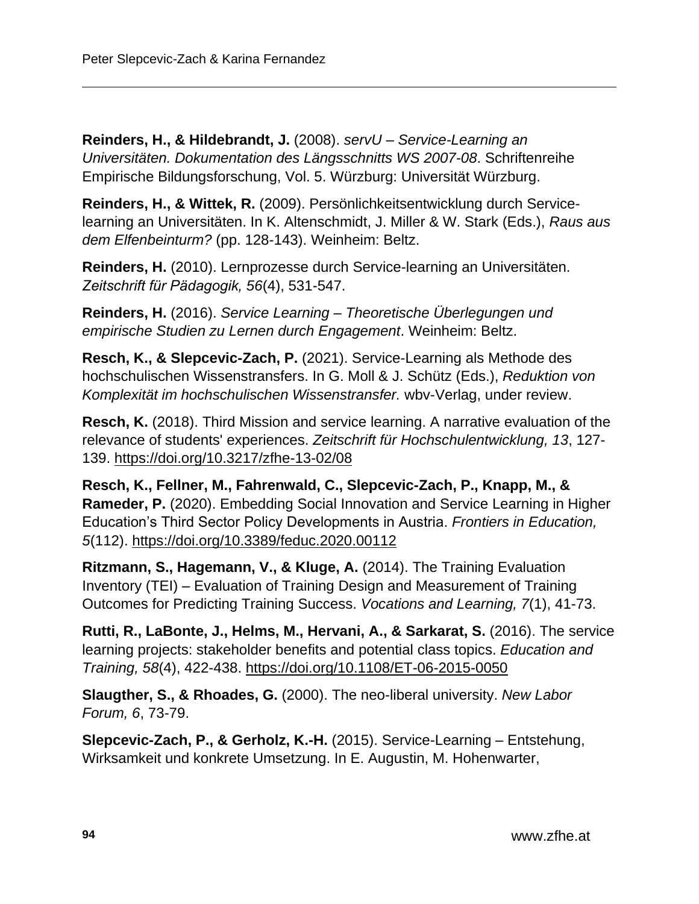**Reinders, H., & Hildebrandt, J.** (2008). *servU – Service-Learning an Universitäten. Dokumentation des Längsschnitts WS 2007-08*. Schriftenreihe Empirische Bildungsforschung, Vol. 5. Würzburg: Universität Würzburg.

**Reinders, H., & Wittek, R.** (2009). Persönlichkeitsentwicklung durch Service-learning an Universitäten. In K. Altenschmidt, J. Miller & W. Stark (Eds.), *Raus aus dem Elfenbeinturm?* (pp. 128-143). Weinheim: Beltz.

**Reinders, H.** (2010). Lernprozesse durch Service-learning an Universitäten. *Zeitschrift für Pädagogik, 56*(4), 531-547.

**Reinders, H.** (2016). *Service Learning – Theoretische Überlegungen und empirische Studien zu Lernen durch Engagement*. Weinheim: Beltz.

**Resch, K., & Slepcevic-Zach, P.** (2021). Service-Learning als Methode des hochschulischen Wissenstransfers. In G. Moll & J. Schütz (Eds.), *Reduktion von Komplexität im hochschulischen Wissenstransfer.* wbv-Verlag, under review.

**Resch, K.** (2018). Third Mission and service learning. A narrative evaluation of the relevance of students' experiences. *Zeitschrift für Hochschulentwicklung, 13*, 127-139. https://doi.org/10.3217/zfhe-13-02/08

**Resch, K., Fellner, M., Fahrenwald, C., Slepcevic-Zach, P., Knapp, M., & Rameder, P.** (2020). Embedding Social Innovation and Service Learning in Higher Education's Third Sector Policy Developments in Austria. *Frontiers in Education, 5*(112). https://doi.org/10.3389/feduc.2020.00112

**Ritzmann, S., Hagemann, V., & Kluge, A.** (2014). The Training Evaluation Inventory (TEI) – Evaluation of Training Design and Measurement of Training Outcomes for Predicting Training Success. *Vocations and Learning, 7*(1), 41-73.

**Rutti, R., LaBonte, J., Helms, M., Hervani, A., & Sarkarat, S.** (2016). The service learning projects: stakeholder benefits and potential class topics. *Education and Training, 58*(4), 422-438. https://doi.org/10.1108/ET-06-2015-0050

**Slaugther, S., & Rhoades, G.** (2000). The neo-liberal university. *New Labor Forum, 6*, 73-79.

**Slepcevic-Zach, P., & Gerholz, K.-H.** (2015). Service-Learning – Entstehung, Wirksamkeit und konkrete Umsetzung. In E. Augustin, M. Hohenwarter,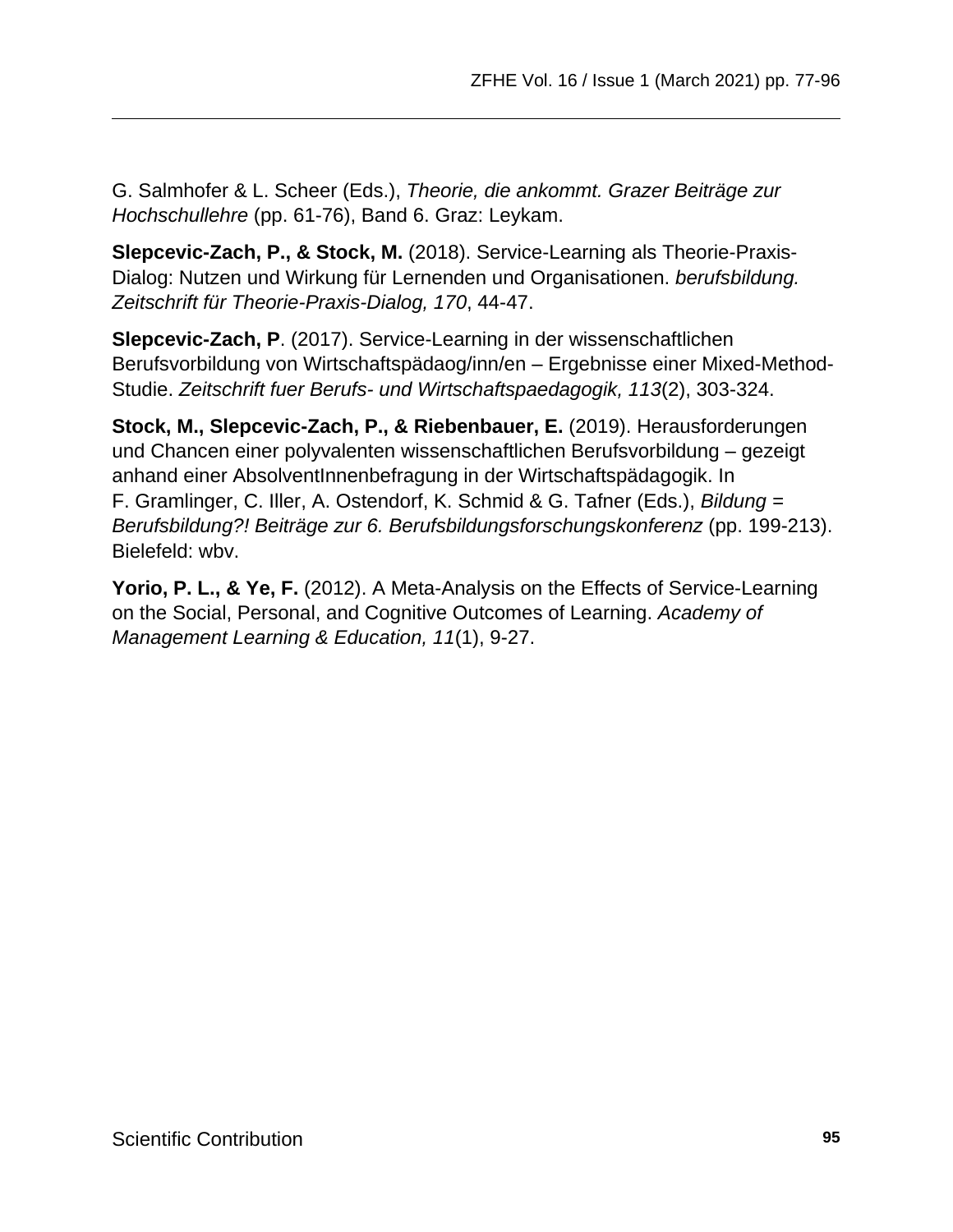G. Salmhofer & L. Scheer (Eds.), *Theorie, die ankommt. Grazer Beiträge zur Hochschullehre* (pp. 61-76), Band 6. Graz: Leykam.

**Slepcevic-Zach, P., & Stock, M.** (2018). Service-Learning als Theorie-Praxis-Dialog: Nutzen und Wirkung für Lernenden und Organisationen. *berufsbildung. Zeitschrift für Theorie-Praxis-Dialog, 170*, 44-47.

**Slepcevic-Zach, P**. (2017). Service-Learning in der wissenschaftlichen Berufsvorbildung von Wirtschaftspädaog/inn/en – Ergebnisse einer Mixed-Method-Studie. *Zeitschrift fuer Berufs- und Wirtschaftspaedagogik, 113*(2), 303-324.

**Stock, M., Slepcevic-Zach, P., & Riebenbauer, E.** (2019). Herausforderungen und Chancen einer polyvalenten wissenschaftlichen Berufsvorbildung – gezeigt anhand einer AbsolventInnenbefragung in der Wirtschaftspädagogik. In F. Gramlinger, C. Iller, A. Ostendorf, K. Schmid & G. Tafner (Eds.), *Bildung = Berufsbildung?! Beiträge zur 6. Berufsbildungsforschungskonferenz* (pp. 199-213). Bielefeld: wbv.

**Yorio, P. L., & Ye, F.** (2012). A Meta-Analysis on the Effects of Service-Learning on the Social, Personal, and Cognitive Outcomes of Learning. *Academy of Management Learning & Education, 11*(1), 9-27.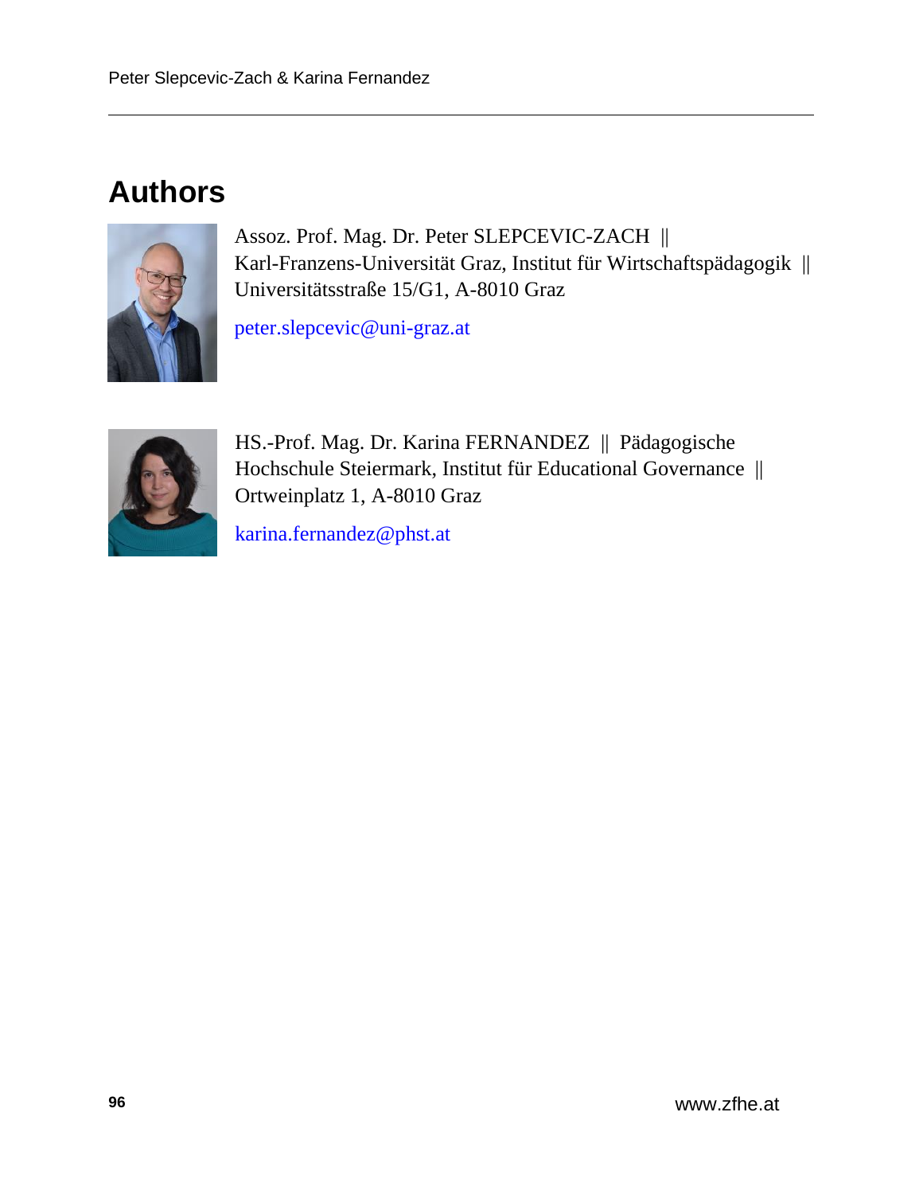## Authors

Assoz. Prof. Mag. Dr. Peter SLEPCEVIC-ZACH || Karl-Franzens-Universität Graz, Institut für Wirtschaftspädagogik || Universitätsstraße 15/G1, A-8010 Graz

peter.slepcevic@uni-graz.at

HS.-Prof. Mag. Dr. Karina FERNANDEZ || Pädagogische Hochschule Steiermark, Institut für Educational Governance || Ortweinplatz 1, A-8010 Graz

karina.fernandez@phst.at